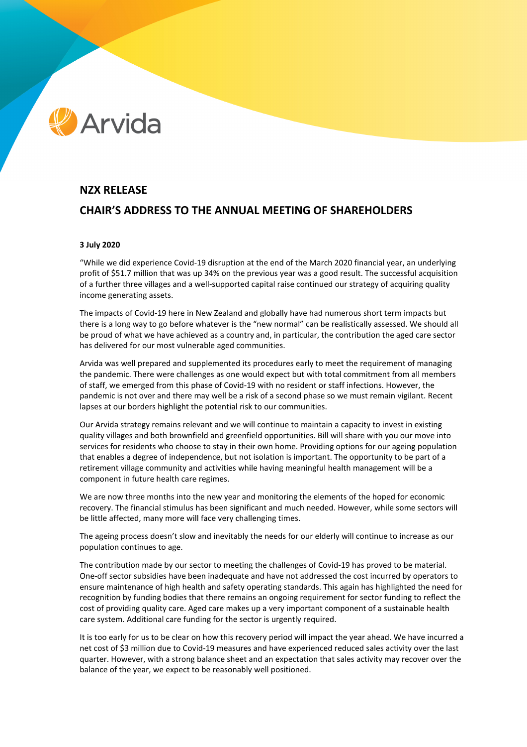Arvida

## NZX RELEASE

## CHAIR'S ADDRESS TO THE ANNUAL MEETING OF SHAREHOLDERS

**3 July 2020**

"While we did experience Covid-19 disruption at the end of the March 2020 financial year, an underlying profit of $51.7 million that was up 34% on the previous year was a good result. The successful acquisition of a further three villages and a well-supported capital raise continued our strategy of acquiring quality income generating assets.

The impacts of Covid-19 here in New Zealand and globally have had numerous short term impacts but there is a long way to go before whatever is the "new normal" can be realistically assessed. We should all be proud of what we have achieved as a country and, in particular, the contribution the aged care sector has delivered for our most vulnerable aged communities.

Arvida was well prepared and supplemented its procedures early to meet the requirement of managing the pandemic. There were challenges as one would expect but with total commitment from all members of staff, we emerged from this phase of Covid-19 with no resident or staff infections. However, the pandemic is not over and there may well be a risk of a second phase so we must remain vigilant. Recent lapses at our borders highlight the potential risk to our communities.

Our Arvida strategy remains relevant and we will continue to maintain a capacity to invest in existing quality villages and both brownfield and greenfield opportunities. Bill will share with you our move into services for residents who choose to stay in their own home. Providing options for our ageing population that enables a degree of independence, but not isolation is important. The opportunity to be part of a retirement village community and activities while having meaningful health management will be a component in future health care regimes.

We are now three months into the new year and monitoring the elements of the hoped for economic recovery. The financial stimulus has been significant and much needed. However, while some sectors will be little affected, many more will face very challenging times.

The ageing process doesn't slow and inevitably the needs for our elderly will continue to increase as our population continues to age.

The contribution made by our sector to meeting the challenges of Covid-19 has proved to be material. One-off sector subsidies have been inadequate and have not addressed the cost incurred by operators to ensure maintenance of high health and safety operating standards. This again has highlighted the need for recognition by funding bodies that there remains an ongoing requirement for sector funding to reflect the cost of providing quality care. Aged care makes up a very important component of a sustainable health care system. Additional care funding for the sector is urgently required.

It is too early for us to be clear on how this recovery period will impact the year ahead. We have incurred a net cost of $3 million due to Covid-19 measures and have experienced reduced sales activity over the last quarter. However, with a strong balance sheet and an expectation that sales activity may recover over the balance of the year, we expect to be reasonably well positioned.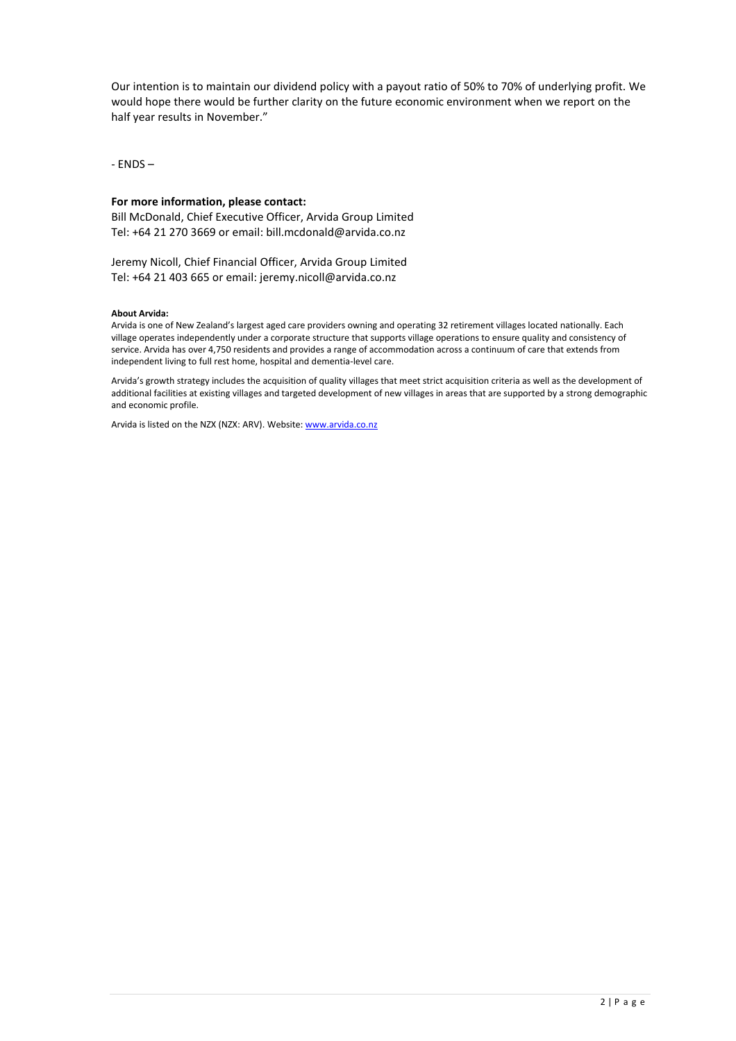Our intention is to maintain our dividend policy with a payout ratio of 50% to 70% of underlying profit. We would hope there would be further clarity on the future economic environment when we report on the half year results in November."

- ENDS –

**For more information, please contact:**

Bill McDonald, Chief Executive Officer, Arvida Group Limited
Tel: +64 21 270 3669 or email: bill.mcdonald@arvida.co.nz

Jeremy Nicoll, Chief Financial Officer, Arvida Group Limited
Tel: +64 21 403 665 or email: jeremy.nicoll@arvida.co.nz

**About Arvida:**

Arvida is one of New Zealand's largest aged care providers owning and operating 32 retirement villages located nationally. Each village operates independently under a corporate structure that supports village operations to ensure quality and consistency of service. Arvida has over 4,750 residents and provides a range of accommodation across a continuum of care that extends from independent living to full rest home, hospital and dementia-level care.

Arvida's growth strategy includes the acquisition of quality villages that meet strict acquisition criteria as well as the development of additional facilities at existing villages and targeted development of new villages in areas that are supported by a strong demographic and economic profile.

Arvida is listed on the NZX (NZX: ARV). Website: [www.arvida.co.nz](www.arvida.co.nz)